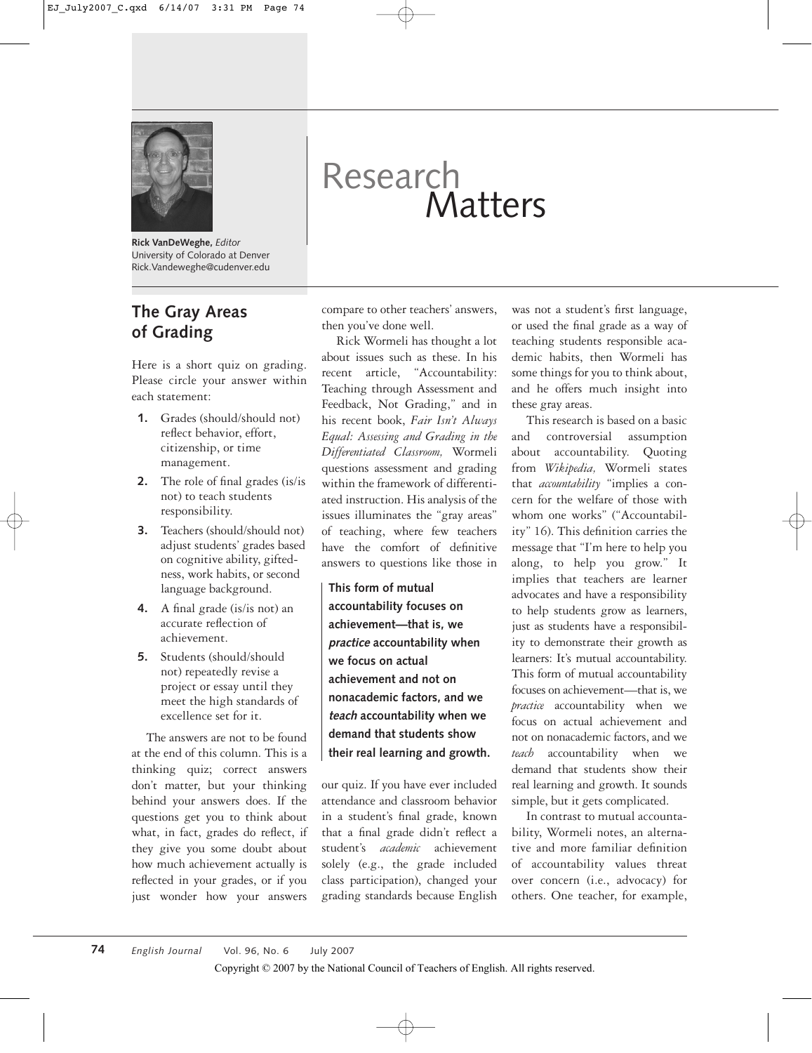# Research Matters

**Rick VanDeWeghe,** *Editor*
University of Colorado at Denver
Rick.Vandeweghe@cudenver.edu

## The Gray Areas of Grading

Here is a short quiz on grading. Please circle your answer within each statement:

1. Grades (should/should not) reflect behavior, effort, citizenship, or time management.
2. The role of final grades (is/is not) to teach students responsibility.
3. Teachers (should/should not) adjust students' grades based on cognitive ability, giftedness, work habits, or second language background.
4. A final grade (is/is not) an accurate reflection of achievement.
5. Students (should/should not) repeatedly revise a project or essay until they meet the high standards of excellence set for it.

The answers are not to be found at the end of this column. This is a thinking quiz; correct answers don't matter, but your thinking behind your answers does. If the questions get you to think about what, in fact, grades do reflect, if they give you some doubt about how much achievement actually is reflected in your grades, or if you just wonder how your answers compare to other teachers' answers, then you've done well.

Rick Wormeli has thought a lot about issues such as these. In his recent article, "Accountability: Teaching through Assessment and Feedback, Not Grading," and in his recent book, *Fair Isn't Always Equal: Assessing and Grading in the Differentiated Classroom,* Wormeli questions assessment and grading within the framework of differentiated instruction. His analysis of the issues illuminates the "gray areas" of teaching, where few teachers have the comfort of definitive answers to questions like those in our quiz. If you have ever included attendance and classroom behavior in a student's final grade, known that a final grade didn't reflect a student's *academic* achievement solely (e.g., the grade included class participation), changed your grading standards because English was not a student's first language, or used the final grade as a way of teaching students responsible academic habits, then Wormeli has some things for you to think about, and he offers much insight into these gray areas.

> **This form of mutual accountability focuses on achievement—that is, we *practice* accountability when we focus on actual achievement and not on nonacademic factors, and we *teach* accountability when we demand that students show their real learning and growth.**

This research is based on a basic and controversial assumption about accountability. Quoting from *Wikipedia,* Wormeli states that *accountability* "implies a concern for the welfare of those with whom one works" ("Accountability" 16). This definition carries the message that "I'm here to help you along, to help you grow." It implies that teachers are learner advocates and have a responsibility to help students grow as learners, just as students have a responsibility to demonstrate their growth as learners: It's mutual accountability. This form of mutual accountability focuses on achievement—that is, we *practice* accountability when we focus on actual achievement and not on nonacademic factors, and we *teach* accountability when we demand that students show their real learning and growth. It sounds simple, but it gets complicated.

In contrast to mutual accountability, Wormeli notes, an alternative and more familiar definition of accountability values threat over concern (i.e., advocacy) for others. One teacher, for example,

Copyright © 2007 by the National Council of Teachers of English. All rights reserved.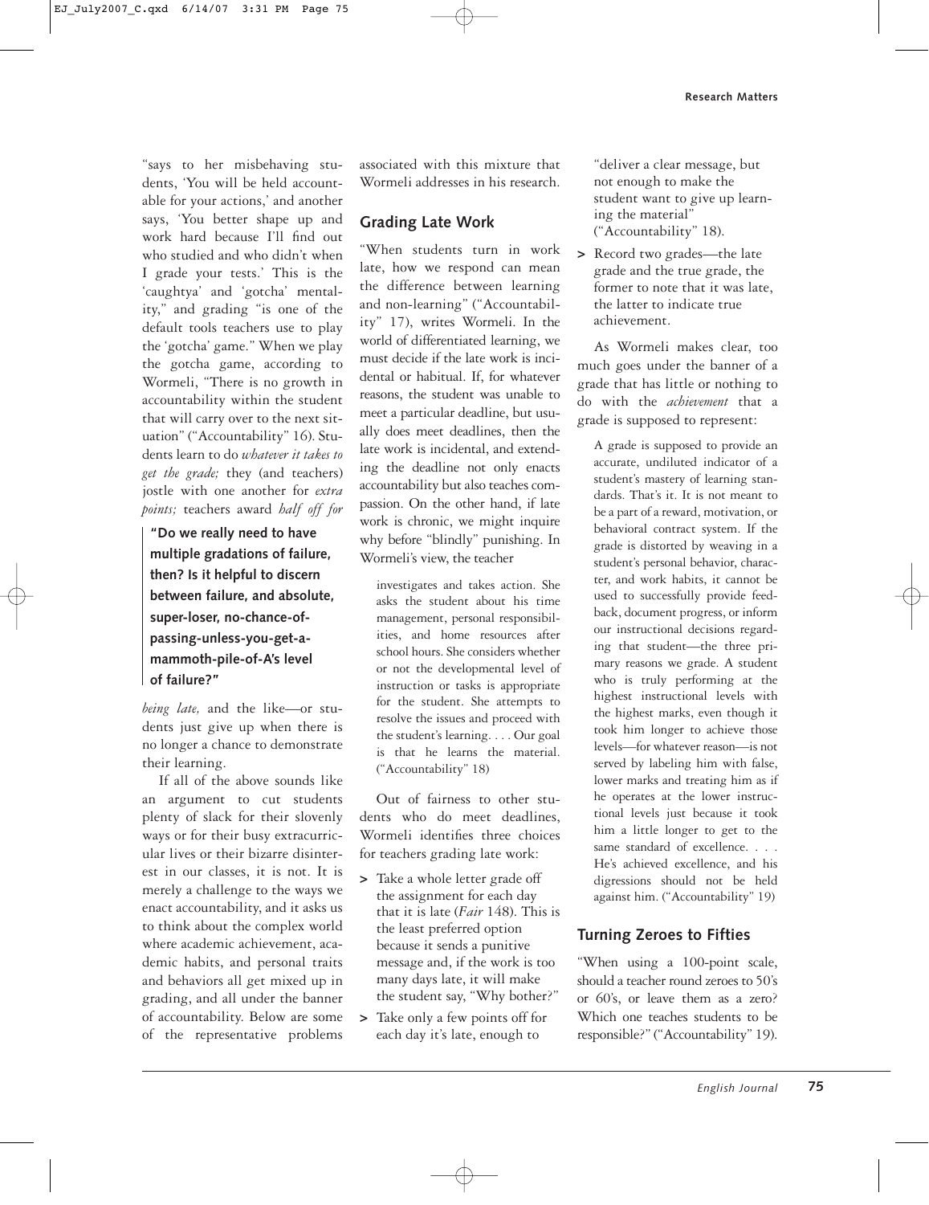"says to her misbehaving students, 'You will be held accountable for your actions,' and another says, 'You better shape up and work hard because I'll find out who studied and who didn't when I grade your tests.' This is the 'caughtya' and 'gotcha' mentality," and grading "is one of the default tools teachers use to play the 'gotcha' game." When we play the gotcha game, according to Wormeli, "There is no growth in accountability within the student that will carry over to the next situation" ("Accountability" 16). Students learn to do *whatever it takes to get the grade;* they (and teachers) jostle with one another for *extra points;* teachers award *half off for being late,* and the like—or students just give up when there is no longer a chance to demonstrate their learning.

> **"Do we really need to have multiple gradations of failure, then? Is it helpful to discern between failure, and absolute, super-loser, no-chance-of-passing-unless-you-get-a-mammoth-pile-of-A's level of failure?"**

If all of the above sounds like an argument to cut students plenty of slack for their slovenly ways or for their busy extracurricular lives or their bizarre disinterest in our classes, it is not. It is merely a challenge to the ways we enact accountability, and it asks us to think about the complex world where academic achievement, academic habits, and personal traits and behaviors all get mixed up in grading, and all under the banner of accountability. Below are some of the representative problems associated with this mixture that Wormeli addresses in his research.

## Grading Late Work

"When students turn in work late, how we respond can mean the difference between learning and non-learning" ("Accountability" 17), writes Wormeli. In the world of differentiated learning, we must decide if the late work is incidental or habitual. If, for whatever reasons, the student was unable to meet a particular deadline, but usually does meet deadlines, then the late work is incidental, and extending the deadline not only enacts accountability but also teaches compassion. On the other hand, if late work is chronic, we might inquire why before "blindly" punishing. In Wormeli's view, the teacher

> investigates and takes action. She asks the student about his time management, personal responsibilities, and home resources after school hours. She considers whether or not the developmental level of instruction or tasks is appropriate for the student. She attempts to resolve the issues and proceed with the student's learning. . . . Our goal is that he learns the material. ("Accountability" 18)

Out of fairness to other students who do meet deadlines, Wormeli identifies three choices for teachers grading late work:

- Take a whole letter grade off the assignment for each day that it is late (*Fair* 148). This is the least preferred option because it sends a punitive message and, if the work is too many days late, it will make the student say, "Why bother?"
- Take only a few points off for each day it's late, enough to "deliver a clear message, but not enough to make the student want to give up learning the material" ("Accountability" 18).
- Record two grades—the late grade and the true grade, the former to note that it was late, the latter to indicate true achievement.

As Wormeli makes clear, too much goes under the banner of a grade that has little or nothing to do with the *achievement* that a grade is supposed to represent:

> A grade is supposed to provide an accurate, undiluted indicator of a student's mastery of learning standards. That's it. It is not meant to be a part of a reward, motivation, or behavioral contract system. If the grade is distorted by weaving in a student's personal behavior, character, and work habits, it cannot be used to successfully provide feedback, document progress, or inform our instructional decisions regarding that student—the three primary reasons we grade. A student who is truly performing at the highest instructional levels with the highest marks, even though it took him longer to achieve those levels—for whatever reason—is not served by labeling him with false, lower marks and treating him as if he operates at the lower instructional levels just because it took him a little longer to get to the same standard of excellence. . . . He's achieved excellence, and his digressions should not be held against him. ("Accountability" 19)

## Turning Zeroes to Fifties

"When using a 100-point scale, should a teacher round zeroes to 50's or 60's, or leave them as a zero? Which one teaches students to be responsible?" ("Accountability" 19).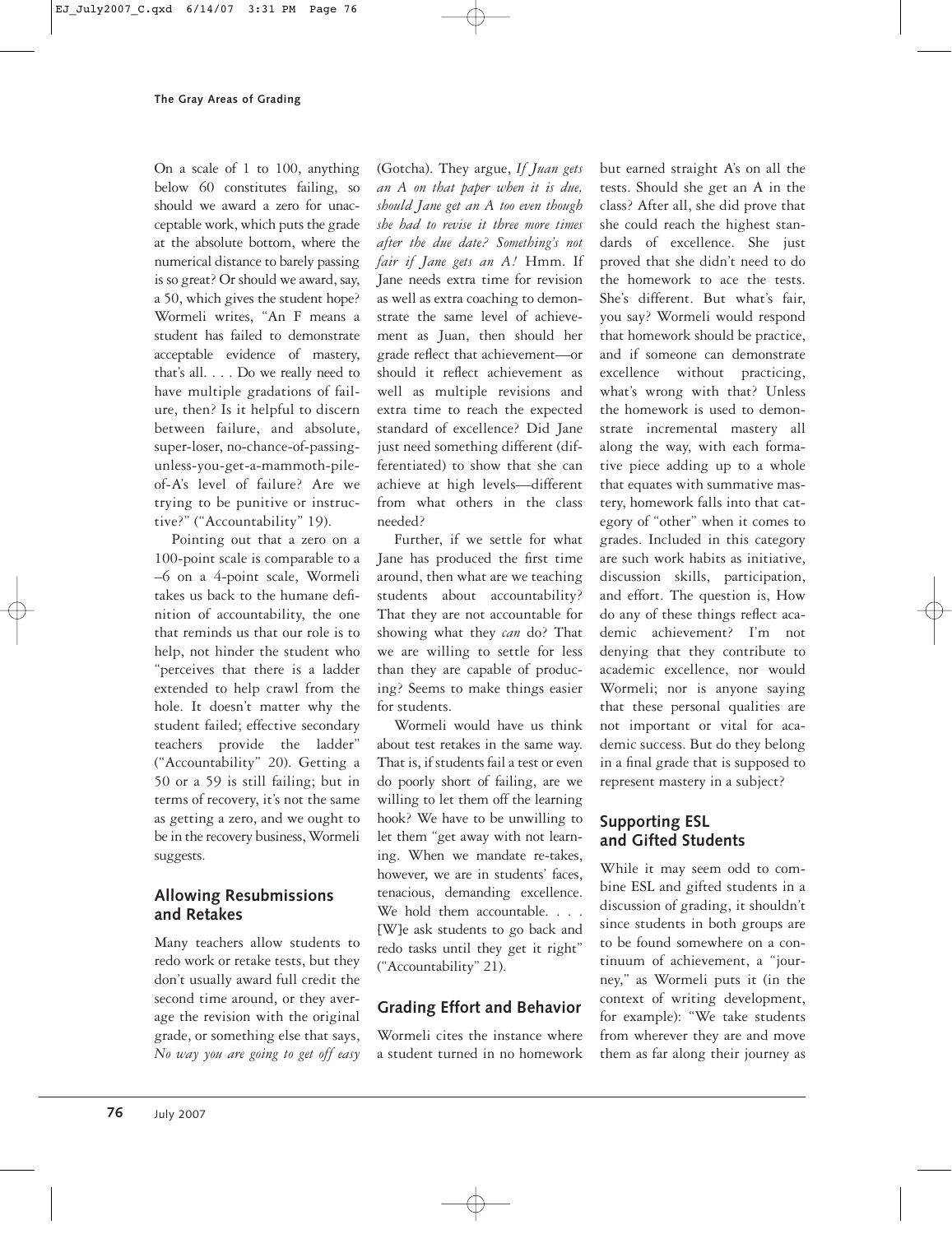On a scale of 1 to 100, anything below 60 constitutes failing, so should we award a zero for unacceptable work, which puts the grade at the absolute bottom, where the numerical distance to barely passing is so great? Or should we award, say, a 50, which gives the student hope? Wormeli writes, "An F means a student has failed to demonstrate acceptable evidence of mastery, that's all. . . . Do we really need to have multiple gradations of failure, then? Is it helpful to discern between failure, and absolute, super-loser, no-chance-of-passing-unless-you-get-a-mammoth-pile-of-A's level of failure? Are we trying to be punitive or instructive?" ("Accountability" 19).

Pointing out that a zero on a 100-point scale is comparable to a –6 on a 4-point scale, Wormeli takes us back to the humane definition of accountability, the one that reminds us that our role is to help, not hinder the student who "perceives that there is a ladder extended to help crawl from the hole. It doesn't matter why the student failed; effective secondary teachers provide the ladder" ("Accountability" 20). Getting a 50 or a 59 is still failing; but in terms of recovery, it's not the same as getting a zero, and we ought to be in the recovery business, Wormeli suggests.

## Allowing Resubmissions and Retakes

Many teachers allow students to redo work or retake tests, but they don't usually award full credit the second time around, or they average the revision with the original grade, or something else that says, *No way you are going to get off easy* (Gotcha). They argue, *If Juan gets an A on that paper when it is due, should Jane get an A too even though she had to revise it three more times after the due date? Something's not fair if Jane gets an A!* Hmm. If Jane needs extra time for revision as well as extra coaching to demonstrate the same level of achievement as Juan, then should her grade reflect that achievement—or should it reflect achievement as well as multiple revisions and extra time to reach the expected standard of excellence? Did Jane just need something different (differentiated) to show that she can achieve at high levels—different from what others in the class needed?

Further, if we settle for what Jane has produced the first time around, then what are we teaching students about accountability? That they are not accountable for showing what they *can* do? That we are willing to settle for less than they are capable of producing? Seems to make things easier for students.

Wormeli would have us think about test retakes in the same way. That is, if students fail a test or even do poorly short of failing, are we willing to let them off the learning hook? We have to be unwilling to let them "get away with not learning. When we mandate re-takes, however, we are in students' faces, tenacious, demanding excellence. We hold them accountable. . . . [W]e ask students to go back and redo tasks until they get it right" ("Accountability" 21).

## Grading Effort and Behavior

Wormeli cites the instance where a student turned in no homework but earned straight A's on all the tests. Should she get an A in the class? After all, she did prove that she could reach the highest standards of excellence. She just proved that she didn't need to do the homework to ace the tests. She's different. But what's fair, you say? Wormeli would respond that homework should be practice, and if someone can demonstrate excellence without practicing, what's wrong with that? Unless the homework is used to demonstrate incremental mastery all along the way, with each formative piece adding up to a whole that equates with summative mastery, homework falls into that category of "other" when it comes to grades. Included in this category are such work habits as initiative, discussion skills, participation, and effort. The question is, How do any of these things reflect academic achievement? I'm not denying that they contribute to academic excellence, nor would Wormeli; nor is anyone saying that these personal qualities are not important or vital for academic success. But do they belong in a final grade that is supposed to represent mastery in a subject?

## Supporting ESL and Gifted Students

While it may seem odd to combine ESL and gifted students in a discussion of grading, it shouldn't since students in both groups are to be found somewhere on a continuum of achievement, a "journey," as Wormeli puts it (in the context of writing development, for example): "We take students from wherever they are and move them as far along their journey as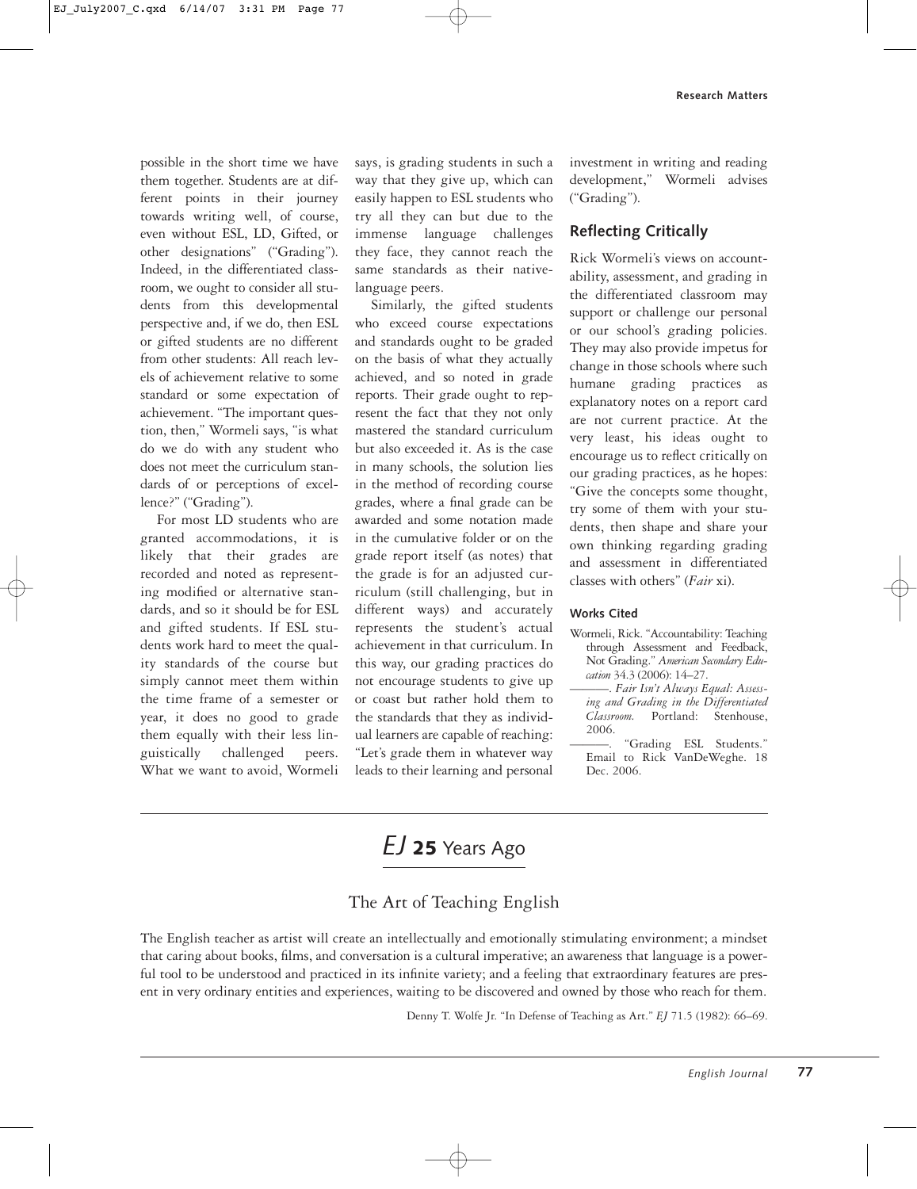possible in the short time we have them together. Students are at different points in their journey towards writing well, of course, even without ESL, LD, Gifted, or other designations" ("Grading"). Indeed, in the differentiated classroom, we ought to consider all students from this developmental perspective and, if we do, then ESL or gifted students are no different from other students: All reach levels of achievement relative to some standard or some expectation of achievement. "The important question, then," Wormeli says, "is what do we do with any student who does not meet the curriculum standards of or perceptions of excellence?" ("Grading").

For most LD students who are granted accommodations, it is likely that their grades are recorded and noted as representing modified or alternative standards, and so it should be for ESL and gifted students. If ESL students work hard to meet the quality standards of the course but simply cannot meet them within the time frame of a semester or year, it does no good to grade them equally with their less linguistically challenged peers. What we want to avoid, Wormeli says, is grading students in such a way that they give up, which can easily happen to ESL students who try all they can but due to the immense language challenges they face, they cannot reach the same standards as their native-language peers.

Similarly, the gifted students who exceed course expectations and standards ought to be graded on the basis of what they actually achieved, and so noted in grade reports. Their grade ought to represent the fact that they not only mastered the standard curriculum but also exceeded it. As is the case in many schools, the solution lies in the method of recording course grades, where a final grade can be awarded and some notation made in the cumulative folder or on the grade report itself (as notes) that the grade is for an adjusted curriculum (still challenging, but in different ways) and accurately represents the student's actual achievement in that curriculum. In this way, our grading practices do not encourage students to give up or coast but rather hold them to the standards that they as individual learners are capable of reaching: "Let's grade them in whatever way leads to their learning and personal investment in writing and reading development," Wormeli advises ("Grading").

## Reflecting Critically

Rick Wormeli's views on accountability, assessment, and grading in the differentiated classroom may support or challenge our personal or our school's grading policies. They may also provide impetus for change in those schools where such humane grading practices as explanatory notes on a report card are not current practice. At the very least, his ideas ought to encourage us to reflect critically on our grading practices, as he hopes: "Give the concepts some thought, try some of them with your students, then shape and share your own thinking regarding grading and assessment in differentiated classes with others" (*Fair* xi).

### Works Cited

Wormeli, Rick. "Accountability: Teaching through Assessment and Feedback, Not Grading." *American Secondary Education* 34.3 (2006): 14–27.

———. *Fair Isn't Always Equal: Assessing and Grading in the Differentiated Classroom.* Portland: Stenhouse, 2006.

———. "Grading ESL Students." Email to Rick VanDeWeghe. 18 Dec. 2006.

---

## *EJ* **25** Years Ago

### The Art of Teaching English

The English teacher as artist will create an intellectually and emotionally stimulating environment; a mindset that caring about books, films, and conversation is a cultural imperative; an awareness that language is a powerful tool to be understood and practiced in its infinite variety; and a feeling that extraordinary features are present in very ordinary entities and experiences, waiting to be discovered and owned by those who reach for them.

Denny T. Wolfe Jr. "In Defense of Teaching as Art." *EJ* 71.5 (1982): 66–69.